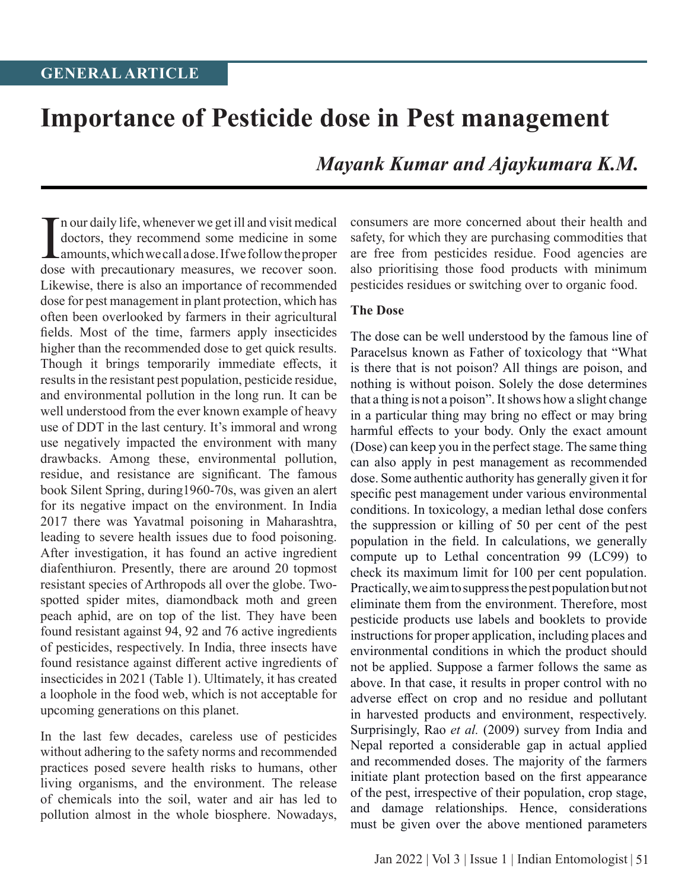GENERAL ARTICLE

# Importance of Pesticide dose in Pest management

***Mayank Kumar and Ajaykumara K.M.***

In our daily life, whenever we get ill and visit medical doctors, they recommend some medicine in some amounts, which we call a dose. If we follow the proper dose with precautionary measures, we recover soon. Likewise, there is also an importance of recommended dose for pest management in plant protection, which has often been overlooked by farmers in their agricultural fields. Most of the time, farmers apply insecticides higher than the recommended dose to get quick results. Though it brings temporarily immediate effects, it results in the resistant pest population, pesticide residue, and environmental pollution in the long run. It can be well understood from the ever known example of heavy use of DDT in the last century. It's immoral and wrong use negatively impacted the environment with many drawbacks. Among these, environmental pollution, residue, and resistance are significant. The famous book Silent Spring, during1960-70s, was given an alert for its negative impact on the environment. In India 2017 there was Yavatmal poisoning in Maharashtra, leading to severe health issues due to food poisoning. After investigation, it has found an active ingredient diafenthiuron. Presently, there are around 20 topmost resistant species of Arthropods all over the globe. Two-spotted spider mites, diamondback moth and green peach aphid, are on top of the list. They have been found resistant against 94, 92 and 76 active ingredients of pesticides, respectively. In India, three insects have found resistance against different active ingredients of insecticides in 2021 (Table 1). Ultimately, it has created a loophole in the food web, which is not acceptable for upcoming generations on this planet.

In the last few decades, careless use of pesticides without adhering to the safety norms and recommended practices posed severe health risks to humans, other living organisms, and the environment. The release of chemicals into the soil, water and air has led to pollution almost in the whole biosphere. Nowadays, consumers are more concerned about their health and safety, for which they are purchasing commodities that are free from pesticides residue. Food agencies are also prioritising those food products with minimum pesticides residues or switching over to organic food.

**The Dose**

The dose can be well understood by the famous line of Paracelsus known as Father of toxicology that "What is there that is not poison? All things are poison, and nothing is without poison. Solely the dose determines that a thing is not a poison". It shows how a slight change in a particular thing may bring no effect or may bring harmful effects to your body. Only the exact amount (Dose) can keep you in the perfect stage. The same thing can also apply in pest management as recommended dose. Some authentic authority has generally given it for specific pest management under various environmental conditions. In toxicology, a median lethal dose confers the suppression or killing of 50 per cent of the pest population in the field. In calculations, we generally compute up to Lethal concentration 99 (LC99) to check its maximum limit for 100 per cent population. Practically, we aim to suppress the pest population but not eliminate them from the environment. Therefore, most pesticide products use labels and booklets to provide instructions for proper application, including places and environmental conditions in which the product should not be applied. Suppose a farmer follows the same as above. In that case, it results in proper control with no adverse effect on crop and no residue and pollutant in harvested products and environment, respectively. Surprisingly, Rao *et al.* (2009) survey from India and Nepal reported a considerable gap in actual applied and recommended doses. The majority of the farmers initiate plant protection based on the first appearance of the pest, irrespective of their population, crop stage, and damage relationships. Hence, considerations must be given over the above mentioned parameters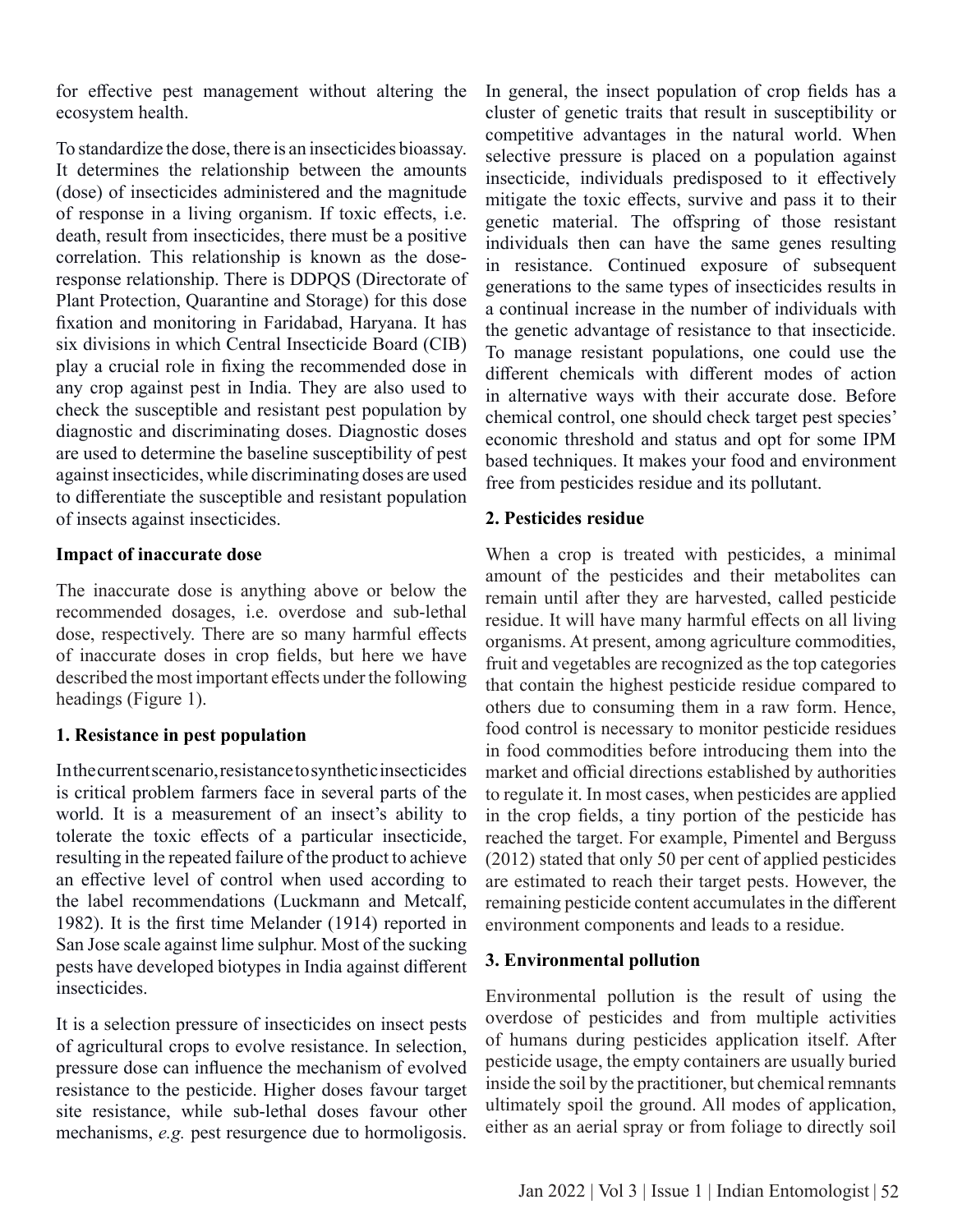for effective pest management without altering the ecosystem health.

To standardize the dose, there is an insecticides bioassay. It determines the relationship between the amounts (dose) of insecticides administered and the magnitude of response in a living organism. If toxic effects, i.e. death, result from insecticides, there must be a positive correlation. This relationship is known as the dose-response relationship. There is DDPQS (Directorate of Plant Protection, Quarantine and Storage) for this dose fixation and monitoring in Faridabad, Haryana. It has six divisions in which Central Insecticide Board (CIB) play a crucial role in fixing the recommended dose in any crop against pest in India. They are also used to check the susceptible and resistant pest population by diagnostic and discriminating doses. Diagnostic doses are used to determine the baseline susceptibility of pest against insecticides, while discriminating doses are used to differentiate the susceptible and resistant population of insects against insecticides.

**Impact of inaccurate dose**

The inaccurate dose is anything above or below the recommended dosages, i.e. overdose and sub-lethal dose, respectively. There are so many harmful effects of inaccurate doses in crop fields, but here we have described the most important effects under the following headings (Figure 1).

**1. Resistance in pest population**

In the current scenario, resistance to synthetic insecticides is critical problem farmers face in several parts of the world. It is a measurement of an insect's ability to tolerate the toxic effects of a particular insecticide, resulting in the repeated failure of the product to achieve an effective level of control when used according to the label recommendations (Luckmann and Metcalf, 1982). It is the first time Melander (1914) reported in San Jose scale against lime sulphur. Most of the sucking pests have developed biotypes in India against different insecticides.

It is a selection pressure of insecticides on insect pests of agricultural crops to evolve resistance. In selection, pressure dose can influence the mechanism of evolved resistance to the pesticide. Higher doses favour target site resistance, while sub-lethal doses favour other mechanisms, *e.g.* pest resurgence due to hormoligosis. In general, the insect population of crop fields has a cluster of genetic traits that result in susceptibility or competitive advantages in the natural world. When selective pressure is placed on a population against insecticide, individuals predisposed to it effectively mitigate the toxic effects, survive and pass it to their genetic material. The offspring of those resistant individuals then can have the same genes resulting in resistance. Continued exposure of subsequent generations to the same types of insecticides results in a continual increase in the number of individuals with the genetic advantage of resistance to that insecticide. To manage resistant populations, one could use the different chemicals with different modes of action in alternative ways with their accurate dose. Before chemical control, one should check target pest species' economic threshold and status and opt for some IPM based techniques. It makes your food and environment free from pesticides residue and its pollutant.

**2. Pesticides residue**

When a crop is treated with pesticides, a minimal amount of the pesticides and their metabolites can remain until after they are harvested, called pesticide residue. It will have many harmful effects on all living organisms. At present, among agriculture commodities, fruit and vegetables are recognized as the top categories that contain the highest pesticide residue compared to others due to consuming them in a raw form. Hence, food control is necessary to monitor pesticide residues in food commodities before introducing them into the market and official directions established by authorities to regulate it. In most cases, when pesticides are applied in the crop fields, a tiny portion of the pesticide has reached the target. For example, Pimentel and Berguss (2012) stated that only 50 per cent of applied pesticides are estimated to reach their target pests. However, the remaining pesticide content accumulates in the different environment components and leads to a residue.

**3. Environmental pollution**

Environmental pollution is the result of using the overdose of pesticides and from multiple activities of humans during pesticides application itself. After pesticide usage, the empty containers are usually buried inside the soil by the practitioner, but chemical remnants ultimately spoil the ground. All modes of application, either as an aerial spray or from foliage to directly soil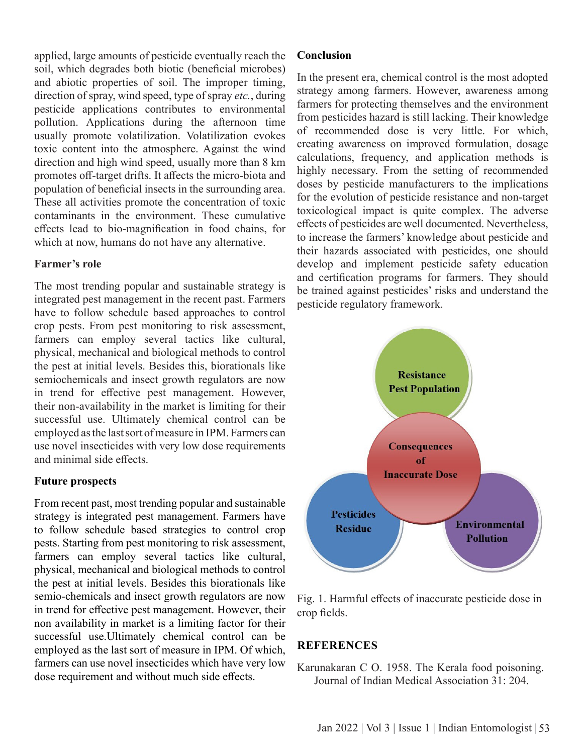applied, large amounts of pesticide eventually reach the soil, which degrades both biotic (beneficial microbes) and abiotic properties of soil. The improper timing, direction of spray, wind speed, type of spray *etc.*, during pesticide applications contributes to environmental pollution. Applications during the afternoon time usually promote volatilization. Volatilization evokes toxic content into the atmosphere. Against the wind direction and high wind speed, usually more than 8 km promotes off-target drifts. It affects the micro-biota and population of beneficial insects in the surrounding area. These all activities promote the concentration of toxic contaminants in the environment. These cumulative effects lead to bio-magnification in food chains, for which at now, humans do not have any alternative.

## Farmer's role

The most trending popular and sustainable strategy is integrated pest management in the recent past. Farmers have to follow schedule based approaches to control crop pests. From pest monitoring to risk assessment, farmers can employ several tactics like cultural, physical, mechanical and biological methods to control the pest at initial levels. Besides this, biorationals like semiochemicals and insect growth regulators are now in trend for effective pest management. However, their non-availability in the market is limiting for their successful use. Ultimately chemical control can be employed as the last sort of measure in IPM. Farmers can use novel insecticides with very low dose requirements and minimal side effects.

## Future prospects

From recent past, most trending popular and sustainable strategy is integrated pest management. Farmers have to follow schedule based strategies to control crop pests. Starting from pest monitoring to risk assessment, farmers can employ several tactics like cultural, physical, mechanical and biological methods to control the pest at initial levels. Besides this biorationals like semio-chemicals and insect growth regulators are now in trend for effective pest management. However, their non availability in market is a limiting factor for their successful use.Ultimately chemical control can be employed as the last sort of measure in IPM. Of which, farmers can use novel insecticides which have very low dose requirement and without much side effects.

## Conclusion

In the present era, chemical control is the most adopted strategy among farmers. However, awareness among farmers for protecting themselves and the environment from pesticides hazard is still lacking. Their knowledge of recommended dose is very little. For which, creating awareness on improved formulation, dosage calculations, frequency, and application methods is highly necessary. From the setting of recommended doses by pesticide manufacturers to the implications for the evolution of pesticide resistance and non-target toxicological impact is quite complex. The adverse effects of pesticides are well documented. Nevertheless, to increase the farmers' knowledge about pesticide and their hazards associated with pesticides, one should develop and implement pesticide safety education and certification programs for farmers. They should be trained against pesticides' risks and understand the pesticide regulatory framework.

Resistance Pest Population

Consequences of Inaccurate Dose

Pesticides Residue

Environmental Pollution

Fig. 1. Harmful effects of inaccurate pesticide dose in crop fields.

## REFERENCES

Karunakaran C O. 1958. The Kerala food poisoning. Journal of Indian Medical Association 31: 204.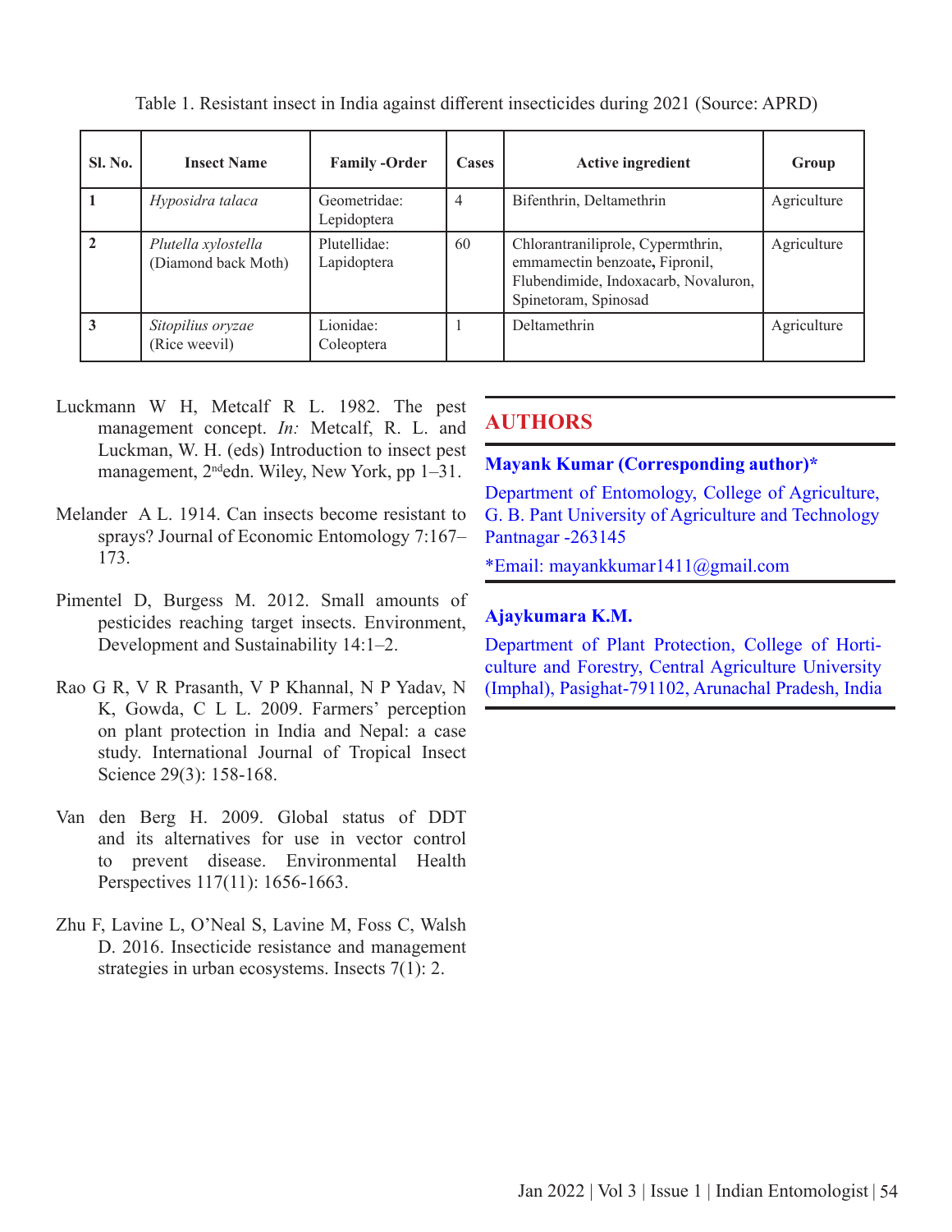Table 1. Resistant insect in India against different insecticides during 2021 (Source: APRD)

| Sl. No. | Insect Name | Family -Order | Cases | Active ingredient | Group |
|---|---|---|---|---|---|
| 1 | *Hyposidra talaca* | Geometridae: Lapidoptera | 4 | Bifenthrin, Deltamethrin | Agriculture |
| 2 | *Plutella xylostella* (Diamond back Moth) | Plutellidae: Lapidoptera | 60 | Chlorantraniliprole, Cypermthrin, emmamectin benzoate, Fipronil, Flubendimide, Indoxacarb, Novaluron, Spinetoram, Spinosad | Agriculture |
| 3 | *Sitopilius oryzae* (Rice weevil) | Lionidae: Coleoptera | 1 | Deltamethrin | Agriculture |

Luckmann W H, Metcalf R L. 1982. The pest management concept. *In:* Metcalf, R. L. and Luckman, W. H. (eds) Introduction to insect pest management, 2ndedn. Wiley, New York, pp 1–31.

Melander A L. 1914. Can insects become resistant to sprays? Journal of Economic Entomology 7:167–173.

Pimentel D, Burgess M. 2012. Small amounts of pesticides reaching target insects. Environment, Development and Sustainability 14:1–2.

Rao G R, V R Prasanth, V P Khannal, N P Yadav, N K, Gowda, C L L. 2009. Farmers' perception on plant protection in India and Nepal: a case study. International Journal of Tropical Insect Science 29(3): 158-168.

Van den Berg H. 2009. Global status of DDT and its alternatives for use in vector control to prevent disease. Environmental Health Perspectives 117(11): 1656-1663.

Zhu F, Lavine L, O'Neal S, Lavine M, Foss C, Walsh D. 2016. Insecticide resistance and management strategies in urban ecosystems. Insects 7(1): 2.

## AUTHORS

**Mayank Kumar (Corresponding author)***

Department of Entomology, College of Agriculture, G. B. Pant University of Agriculture and Technology Pantnagar -263145

*Email: mayankkumar1411@gmail.com

**Ajaykumara K.M.**

Department of Plant Protection, College of Horticulture and Forestry, Central Agriculture University (Imphal), Pasighat-791102, Arunachal Pradesh, India